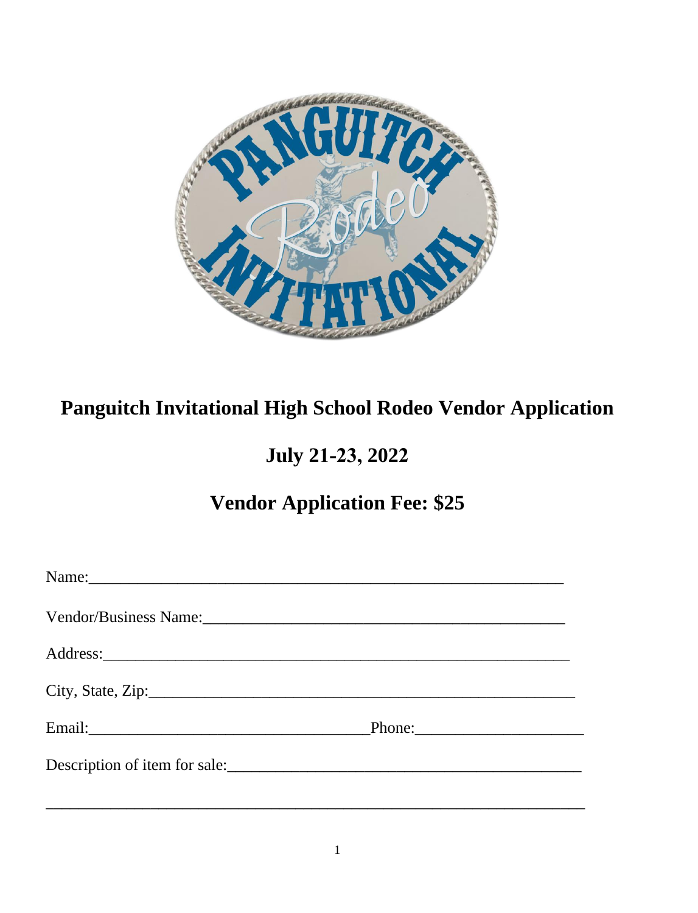# Panguitch Invitational High School Rodeo Vendor Application

## July 21-23, 2022

## Vendor Application Fee: $25

Name:_____________________________________________________________

Vendor/Business Name:_______________________________________________

Address:___________________________________________________________

City, State, Zip:_____________________________________________________

Email:____________________________________Phone:____________________

Description of item for sale:____________________________________________

_____________________________________________________________________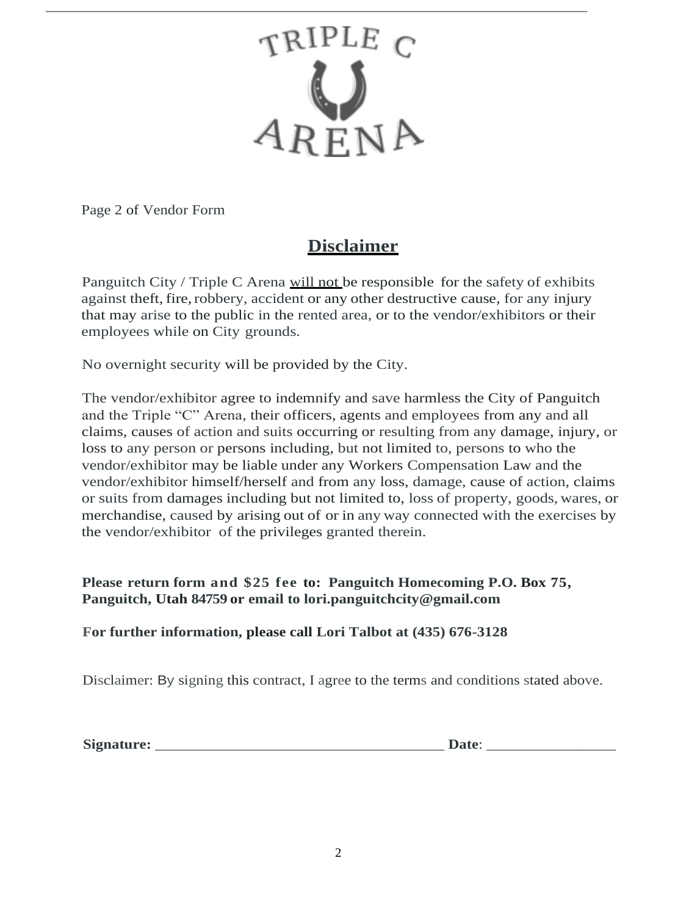TRIPLE C

ARENA

Page 2 of Vendor Form

## Disclaimer

Panguitch City / Triple C Arena will not be responsible for the safety of exhibits against theft, fire, robbery, accident or any other destructive cause, for any injury that may arise to the public in the rented area, or to the vendor/exhibitors or their employees while on City grounds.

No overnight security will be provided by the City.

The vendor/exhibitor agree to indemnify and save harmless the City of Panguitch and the Triple "C" Arena, their officers, agents and employees from any and all claims, causes of action and suits occurring or resulting from any damage, injury, or loss to any person or persons including, but not limited to, persons to who the vendor/exhibitor may be liable under any Workers Compensation Law and the vendor/exhibitor himself/herself and from any loss, damage, cause of action, claims or suits from damages including but not limited to, loss of property, goods, wares, or merchandise, caused by arising out of or in any way connected with the exercises by the vendor/exhibitor of the privileges granted therein.

**Please return form and $25 fee to: Panguitch Homecoming P.O. Box 75, Panguitch, Utah 84759 or email to lori.panguitchcity@gmail.com**

**For further information, please call Lori Talbot at (435) 676-3128**

Disclaimer: By signing this contract, I agree to the terms and conditions stated above.

**Signature:** ______________________________________ **Date**: _________________